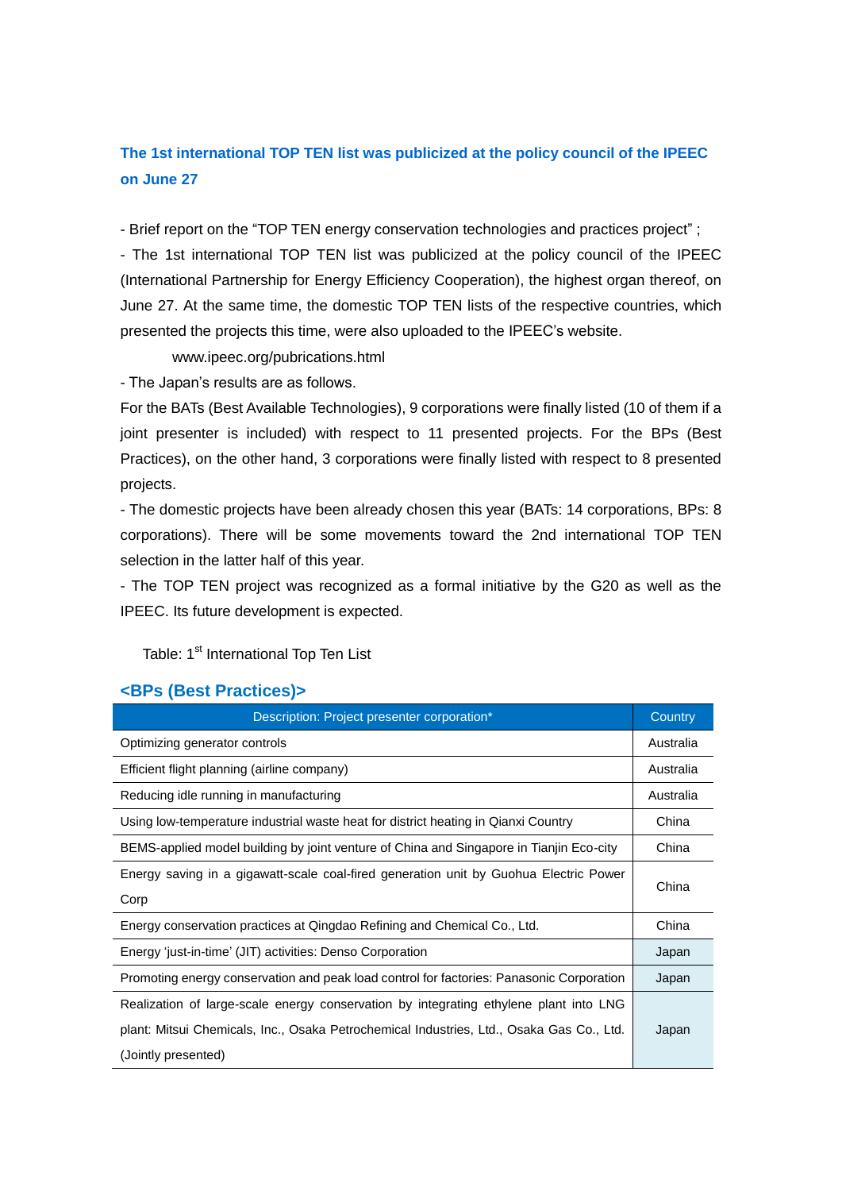## The 1st international TOP TEN list was publicized at the policy council of the IPEEC on June 27

- Brief report on the "TOP TEN energy conservation technologies and practices project" ;
- The 1st international TOP TEN list was publicized at the policy council of the IPEEC (International Partnership for Energy Efficiency Cooperation), the highest organ thereof, on June 27. At the same time, the domestic TOP TEN lists of the respective countries, which presented the projects this time, were also uploaded to the IPEEC's website.

    www.ipeec.org/pubrications.html

- The Japan's results are as follows.

For the BATs (Best Available Technologies), 9 corporations were finally listed (10 of them if a joint presenter is included) with respect to 11 presented projects. For the BPs (Best Practices), on the other hand, 3 corporations were finally listed with respect to 8 presented projects.

- The domestic projects have been already chosen this year (BATs: 14 corporations, BPs: 8 corporations). There will be some movements toward the 2nd international TOP TEN selection in the latter half of this year.
- The TOP TEN project was recognized as a formal initiative by the G20 as well as the IPEEC. Its future development is expected.

Table: 1$^{st}$ International Top Ten List

### <BPs (Best Practices)>

| Description: Project presenter corporation* | Country |
|---|---|
| Optimizing generator controls | Australia |
| Efficient flight planning (airline company) | Australia |
| Reducing idle running in manufacturing | Australia |
| Using low-temperature industrial waste heat for district heating in Qianxi Country | China |
| BEMS-applied model building by joint venture of China and Singapore in Tianjin Eco-city | China |
| Energy saving in a gigawatt-scale coal-fired generation unit by Guohua Electric Power Corp | China |
| Energy conservation practices at Qingdao Refining and Chemical Co., Ltd. | China |
| Energy 'just-in-time' (JIT) activities: Denso Corporation | Japan |
| Promoting energy conservation and peak load control for factories: Panasonic Corporation | Japan |
| Realization of large-scale energy conservation by integrating ethylene plant into LNG plant: Mitsui Chemicals, Inc., Osaka Petrochemical Industries, Ltd., Osaka Gas Co., Ltd. (Jointly presented) | Japan |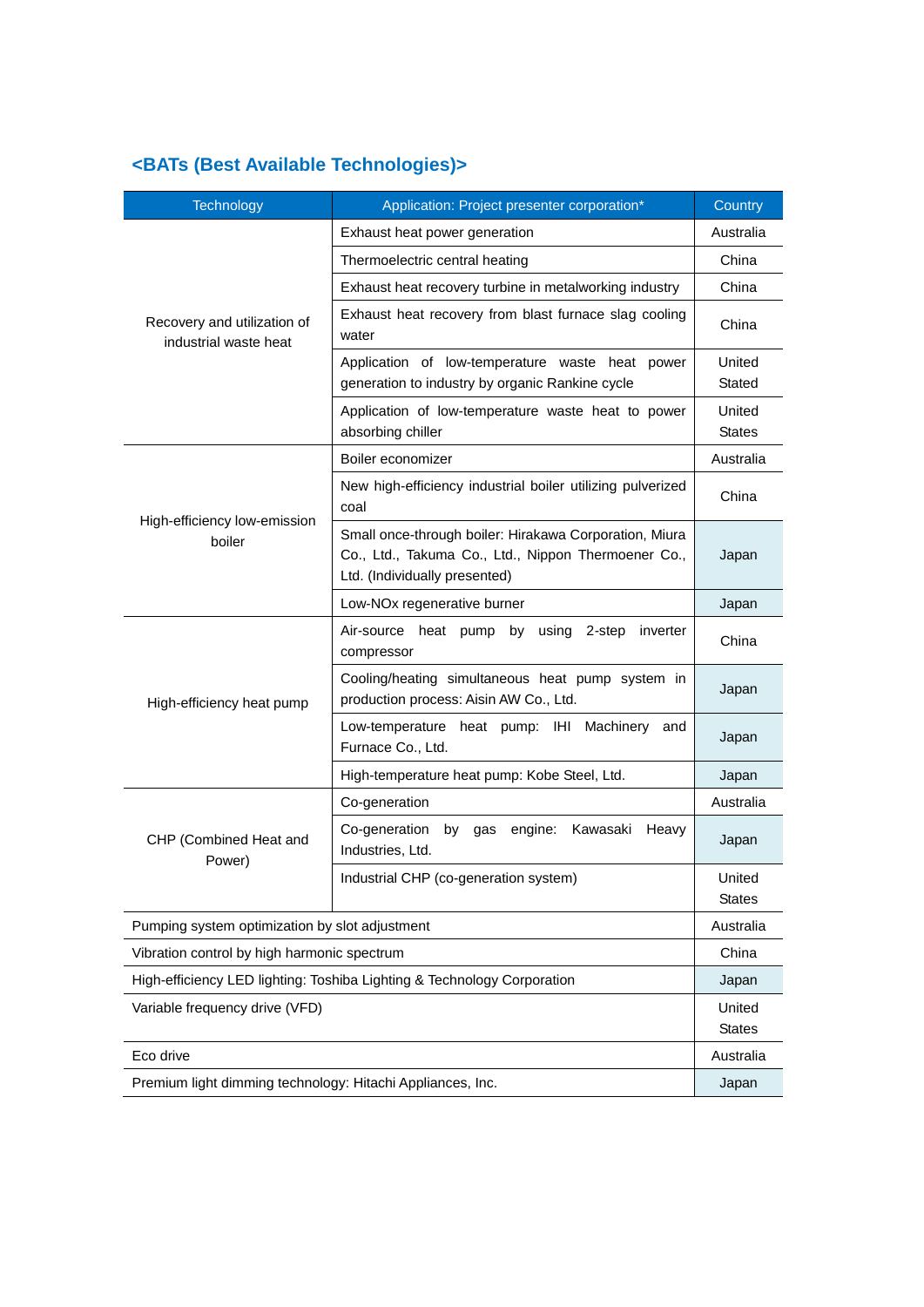## <BATs (Best Available Technologies)>

| Technology | Application: Project presenter corporation* | Country |
|---|---|---|
| Recovery and utilization of industrial waste heat | Exhaust heat power generation | Australia |
| | Thermoelectric central heating | China |
| | Exhaust heat recovery turbine in metalworking industry | China |
| | Exhaust heat recovery from blast furnace slag cooling water | China |
| | Application of low-temperature waste heat power generation to industry by organic Rankine cycle | United Stated |
| | Application of low-temperature waste heat to power absorbing chiller | United States |
| High-efficiency low-emission boiler | Boiler economizer | Australia |
| | New high-efficiency industrial boiler utilizing pulverized coal | China |
| | Small once-through boiler: Hirakawa Corporation, Miura Co., Ltd., Takuma Co., Ltd., Nippon Thermoener Co., Ltd. (Individually presented) | Japan |
| | Low-NOx regenerative burner | Japan |
| High-efficiency heat pump | Air-source heat pump by using 2-step inverter compressor | China |
| | Cooling/heating simultaneous heat pump system in production process: Aisin AW Co., Ltd. | Japan |
| | Low-temperature heat pump: IHI Machinery and Furnace Co., Ltd. | Japan |
| | High-temperature heat pump: Kobe Steel, Ltd. | Japan |
| CHP (Combined Heat and Power) | Co-generation | Australia |
| | Co-generation by gas engine: Kawasaki Heavy Industries, Ltd. | Japan |
| | Industrial CHP (co-generation system) | United States |
| Pumping system optimization by slot adjustment | | Australia |
| Vibration control by high harmonic spectrum | | China |
| High-efficiency LED lighting: Toshiba Lighting & Technology Corporation | | Japan |
| Variable frequency drive (VFD) | | United States |
| Eco drive | | Australia |
| Premium light dimming technology: Hitachi Appliances, Inc. | | Japan |